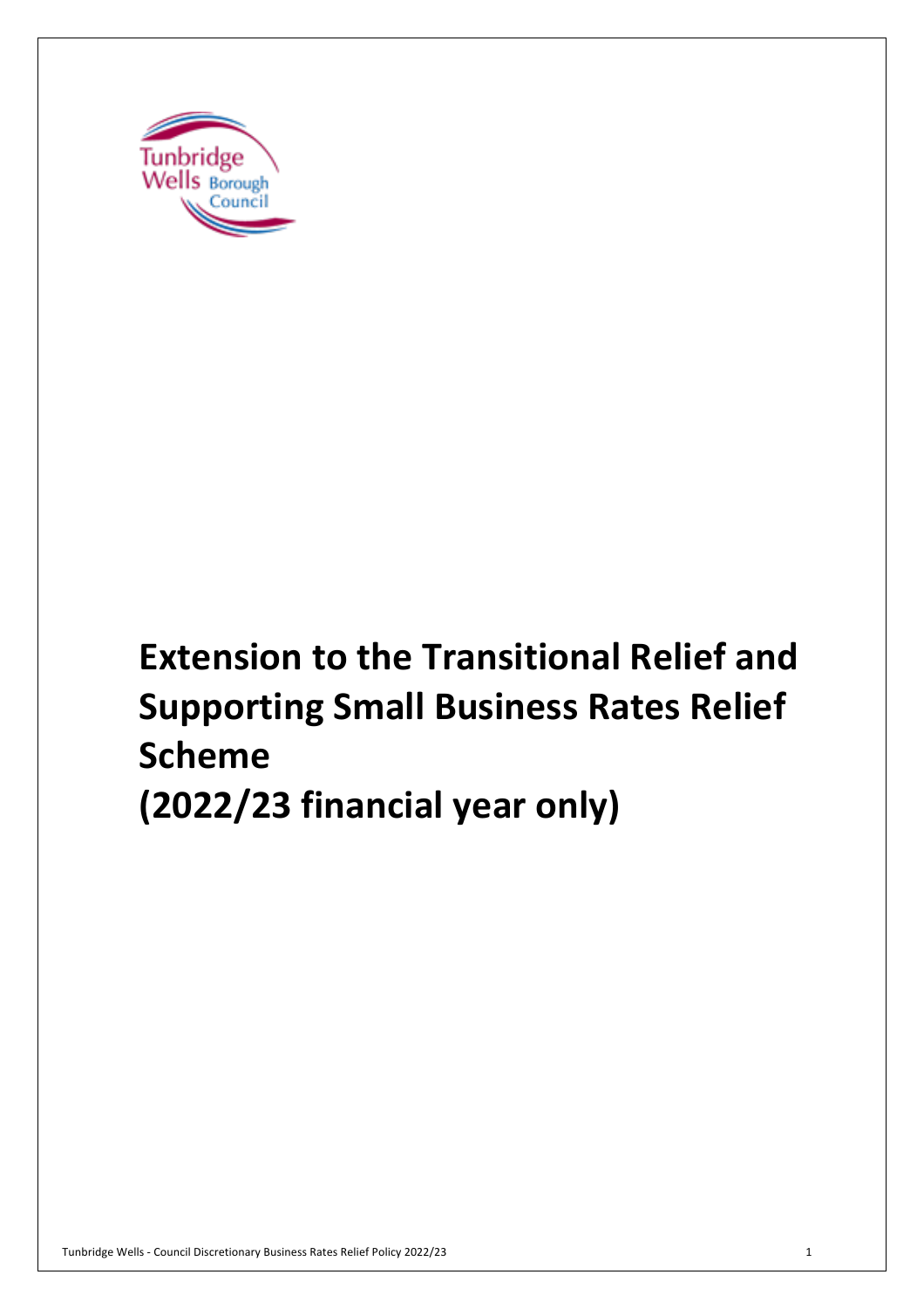# Extension to the Transitional Relief and Supporting Small Business Rates Relief Scheme (2022/23 financial year only)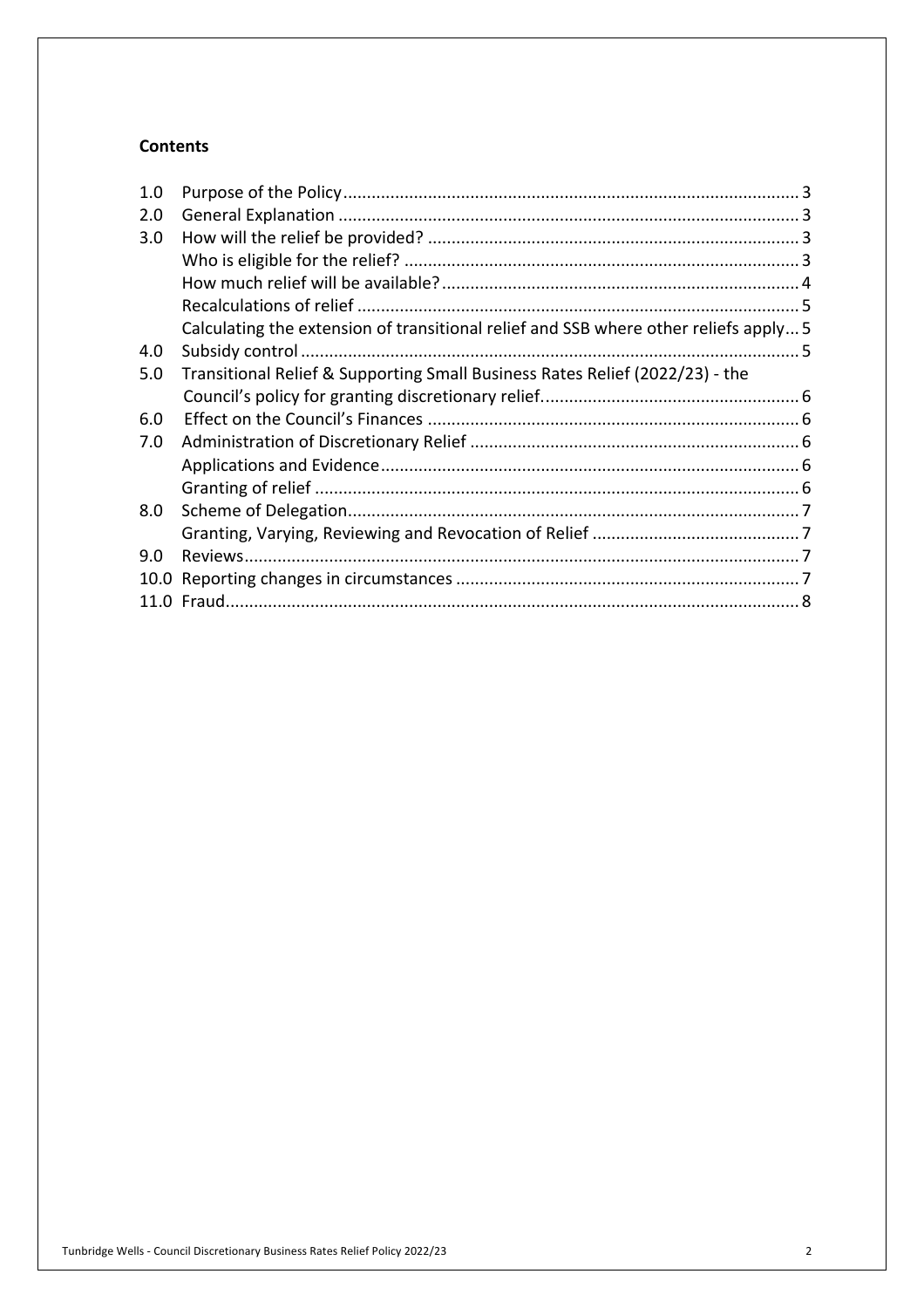**Contents**

| | | |
|---|---|---|
| 1.0 | Purpose of the Policy | 3 |
| 2.0 | General Explanation | 3 |
| 3.0 | How will the relief be provided? | 3 |
| | Who is eligible for the relief? | 3 |
| | How much relief will be available? | 4 |
| | Recalculations of relief | 5 |
| | Calculating the extension of transitional relief and SSB where other reliefs apply | 5 |
| 4.0 | Subsidy control | 5 |
| 5.0 | Transitional Relief & Supporting Small Business Rates Relief (2022/23) - the Council's policy for granting discretionary relief. | 6 |
| 6.0 | Effect on the Council's Finances | 6 |
| 7.0 | Administration of Discretionary Relief | 6 |
| | Applications and Evidence | 6 |
| | Granting of relief | 6 |
| 8.0 | Scheme of Delegation | 7 |
| | Granting, Varying, Reviewing and Revocation of Relief | 7 |
| 9.0 | Reviews | 7 |
| 10.0 | Reporting changes in circumstances | 7 |
| 11.0 | Fraud | 8 |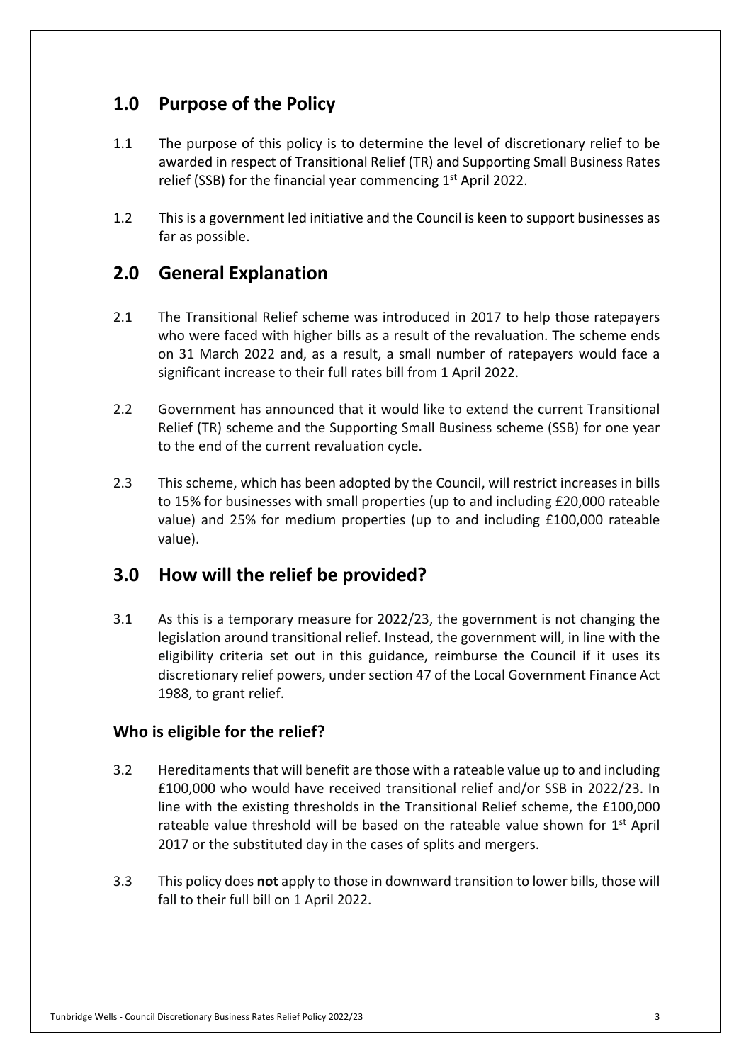## 1.0 Purpose of the Policy

1.1 The purpose of this policy is to determine the level of discretionary relief to be awarded in respect of Transitional Relief (TR) and Supporting Small Business Rates relief (SSB) for the financial year commencing 1st April 2022.

1.2 This is a government led initiative and the Council is keen to support businesses as far as possible.

## 2.0 General Explanation

2.1 The Transitional Relief scheme was introduced in 2017 to help those ratepayers who were faced with higher bills as a result of the revaluation. The scheme ends on 31 March 2022 and, as a result, a small number of ratepayers would face a significant increase to their full rates bill from 1 April 2022.

2.2 Government has announced that it would like to extend the current Transitional Relief (TR) scheme and the Supporting Small Business scheme (SSB) for one year to the end of the current revaluation cycle.

2.3 This scheme, which has been adopted by the Council, will restrict increases in bills to 15% for businesses with small properties (up to and including £20,000 rateable value) and 25% for medium properties (up to and including £100,000 rateable value).

## 3.0 How will the relief be provided?

3.1 As this is a temporary measure for 2022/23, the government is not changing the legislation around transitional relief. Instead, the government will, in line with the eligibility criteria set out in this guidance, reimburse the Council if it uses its discretionary relief powers, under section 47 of the Local Government Finance Act 1988, to grant relief.

### Who is eligible for the relief?

3.2 Hereditaments that will benefit are those with a rateable value up to and including £100,000 who would have received transitional relief and/or SSB in 2022/23. In line with the existing thresholds in the Transitional Relief scheme, the £100,000 rateable value threshold will be based on the rateable value shown for 1st April 2017 or the substituted day in the cases of splits and mergers.

3.3 This policy does **not** apply to those in downward transition to lower bills, those will fall to their full bill on 1 April 2022.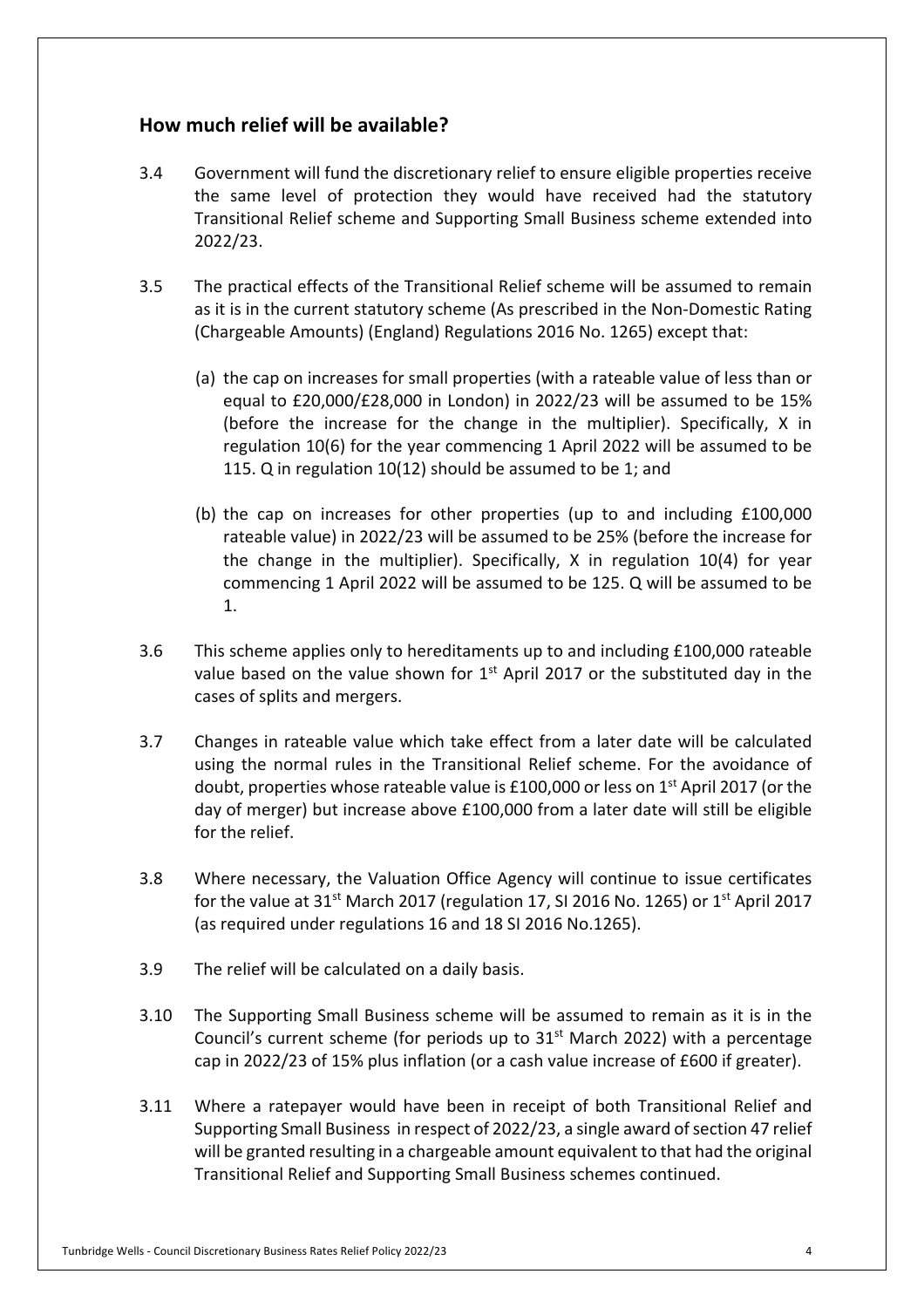## How much relief will be available?

3.4 Government will fund the discretionary relief to ensure eligible properties receive the same level of protection they would have received had the statutory Transitional Relief scheme and Supporting Small Business scheme extended into 2022/23.

3.5 The practical effects of the Transitional Relief scheme will be assumed to remain as it is in the current statutory scheme (As prescribed in the Non-Domestic Rating (Chargeable Amounts) (England) Regulations 2016 No. 1265) except that:

(a) the cap on increases for small properties (with a rateable value of less than or equal to £20,000/£28,000 in London) in 2022/23 will be assumed to be 15% (before the increase for the change in the multiplier). Specifically, X in regulation 10(6) for the year commencing 1 April 2022 will be assumed to be 115. Q in regulation 10(12) should be assumed to be 1; and

(b) the cap on increases for other properties (up to and including £100,000 rateable value) in 2022/23 will be assumed to be 25% (before the increase for the change in the multiplier). Specifically, X in regulation 10(4) for year commencing 1 April 2022 will be assumed to be 125. Q will be assumed to be 1.

3.6 This scheme applies only to hereditaments up to and including £100,000 rateable value based on the value shown for 1st April 2017 or the substituted day in the cases of splits and mergers.

3.7 Changes in rateable value which take effect from a later date will be calculated using the normal rules in the Transitional Relief scheme. For the avoidance of doubt, properties whose rateable value is £100,000 or less on 1st April 2017 (or the day of merger) but increase above £100,000 from a later date will still be eligible for the relief.

3.8 Where necessary, the Valuation Office Agency will continue to issue certificates for the value at 31st March 2017 (regulation 17, SI 2016 No. 1265) or 1st April 2017 (as required under regulations 16 and 18 SI 2016 No.1265).

3.9 The relief will be calculated on a daily basis.

3.10 The Supporting Small Business scheme will be assumed to remain as it is in the Council's current scheme (for periods up to 31st March 2022) with a percentage cap in 2022/23 of 15% plus inflation (or a cash value increase of £600 if greater).

3.11 Where a ratepayer would have been in receipt of both Transitional Relief and Supporting Small Business in respect of 2022/23, a single award of section 47 relief will be granted resulting in a chargeable amount equivalent to that had the original Transitional Relief and Supporting Small Business schemes continued.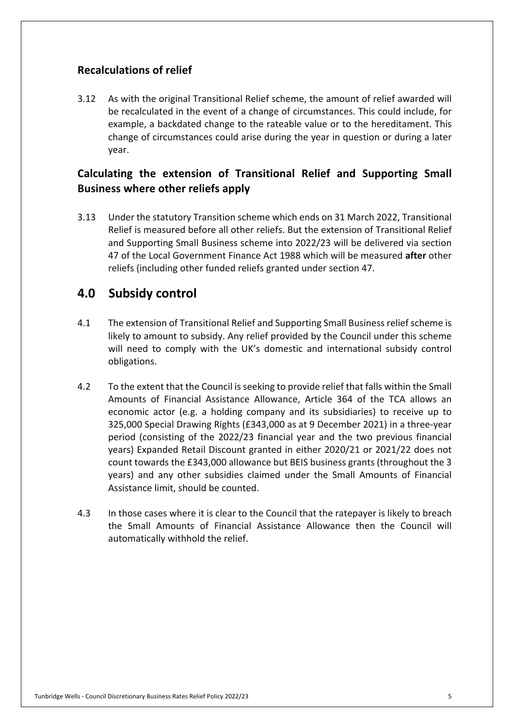### Recalculations of relief

3.12 As with the original Transitional Relief scheme, the amount of relief awarded will be recalculated in the event of a change of circumstances. This could include, for example, a backdated change to the rateable value or to the hereditament. This change of circumstances could arise during the year in question or during a later year.

### Calculating the extension of Transitional Relief and Supporting Small Business where other reliefs apply

3.13 Under the statutory Transition scheme which ends on 31 March 2022, Transitional Relief is measured before all other reliefs. But the extension of Transitional Relief and Supporting Small Business scheme into 2022/23 will be delivered via section 47 of the Local Government Finance Act 1988 which will be measured **after** other reliefs (including other funded reliefs granted under section 47.

## 4.0 Subsidy control

4.1 The extension of Transitional Relief and Supporting Small Business relief scheme is likely to amount to subsidy. Any relief provided by the Council under this scheme will need to comply with the UK's domestic and international subsidy control obligations.

4.2 To the extent that the Council is seeking to provide relief that falls within the Small Amounts of Financial Assistance Allowance, Article 364 of the TCA allows an economic actor (e.g. a holding company and its subsidiaries) to receive up to 325,000 Special Drawing Rights (£343,000 as at 9 December 2021) in a three-year period (consisting of the 2022/23 financial year and the two previous financial years) Expanded Retail Discount granted in either 2020/21 or 2021/22 does not count towards the £343,000 allowance but BEIS business grants (throughout the 3 years) and any other subsidies claimed under the Small Amounts of Financial Assistance limit, should be counted.

4.3 In those cases where it is clear to the Council that the ratepayer is likely to breach the Small Amounts of Financial Assistance Allowance then the Council will automatically withhold the relief.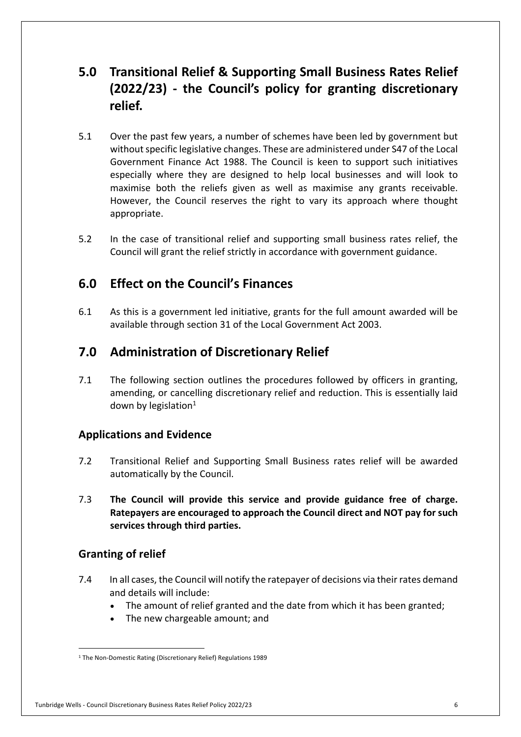## 5.0 Transitional Relief & Supporting Small Business Rates Relief (2022/23) - the Council's policy for granting discretionary relief.

5.1 Over the past few years, a number of schemes have been led by government but without specific legislative changes. These are administered under S47 of the Local Government Finance Act 1988. The Council is keen to support such initiatives especially where they are designed to help local businesses and will look to maximise both the reliefs given as well as maximise any grants receivable. However, the Council reserves the right to vary its approach where thought appropriate.

5.2 In the case of transitional relief and supporting small business rates relief, the Council will grant the relief strictly in accordance with government guidance.

## 6.0 Effect on the Council's Finances

6.1 As this is a government led initiative, grants for the full amount awarded will be available through section 31 of the Local Government Act 2003.

## 7.0 Administration of Discretionary Relief

7.1 The following section outlines the procedures followed by officers in granting, amending, or cancelling discretionary relief and reduction. This is essentially laid down by legislation[1]

### Applications and Evidence

7.2 Transitional Relief and Supporting Small Business rates relief will be awarded automatically by the Council.

7.3 **The Council will provide this service and provide guidance free of charge. Ratepayers are encouraged to approach the Council direct and NOT pay for such services through third parties.**

### Granting of relief

7.4 In all cases, the Council will notify the ratepayer of decisions via their rates demand and details will include:

- The amount of relief granted and the date from which it has been granted;
- The new chargeable amount; and

[1] The Non-Domestic Rating (Discretionary Relief) Regulations 1989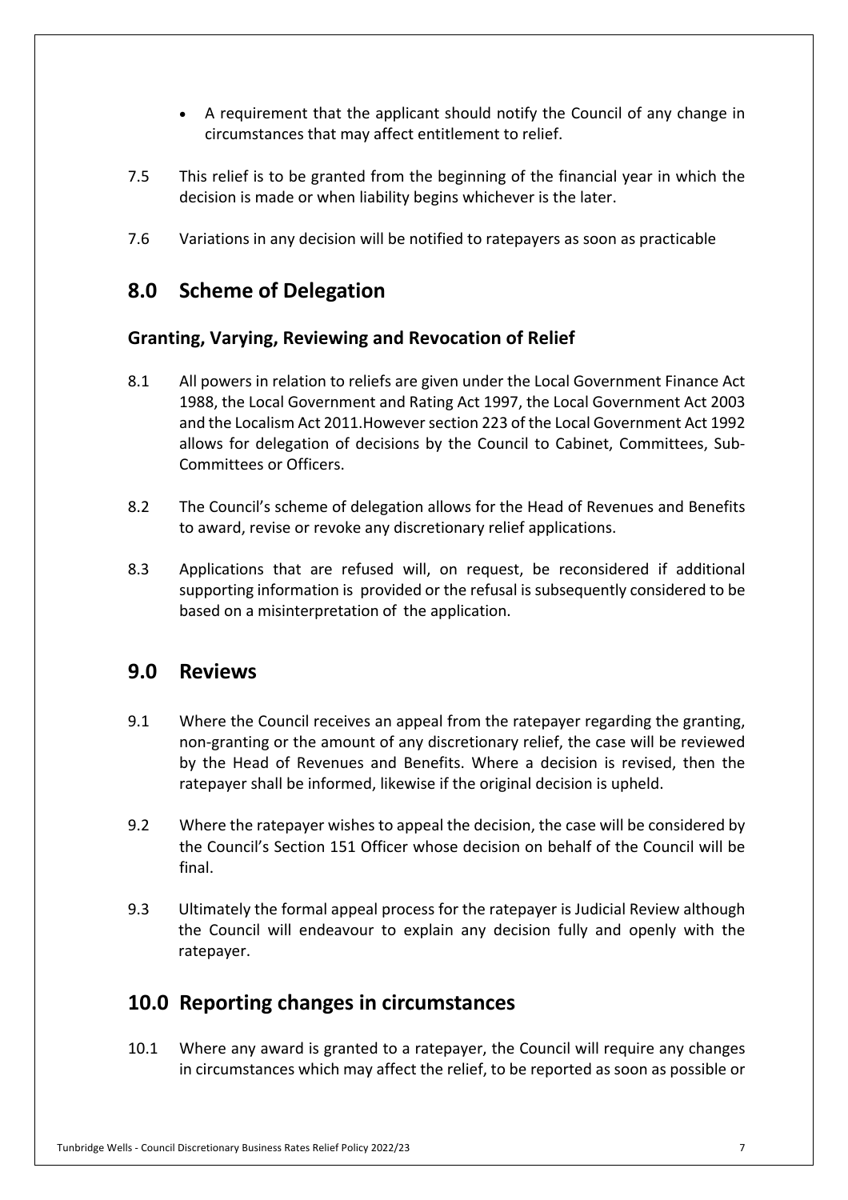- A requirement that the applicant should notify the Council of any change in circumstances that may affect entitlement to relief.

7.5 This relief is to be granted from the beginning of the financial year in which the decision is made or when liability begins whichever is the later.

7.6 Variations in any decision will be notified to ratepayers as soon as practicable

## 8.0 Scheme of Delegation

### Granting, Varying, Reviewing and Revocation of Relief

8.1 All powers in relation to reliefs are given under the Local Government Finance Act 1988, the Local Government and Rating Act 1997, the Local Government Act 2003 and the Localism Act 2011.However section 223 of the Local Government Act 1992 allows for delegation of decisions by the Council to Cabinet, Committees, Sub-Committees or Officers.

8.2 The Council's scheme of delegation allows for the Head of Revenues and Benefits to award, revise or revoke any discretionary relief applications.

8.3 Applications that are refused will, on request, be reconsidered if additional supporting information is provided or the refusal is subsequently considered to be based on a misinterpretation of the application.

## 9.0 Reviews

9.1 Where the Council receives an appeal from the ratepayer regarding the granting, non-granting or the amount of any discretionary relief, the case will be reviewed by the Head of Revenues and Benefits. Where a decision is revised, then the ratepayer shall be informed, likewise if the original decision is upheld.

9.2 Where the ratepayer wishes to appeal the decision, the case will be considered by the Council's Section 151 Officer whose decision on behalf of the Council will be final.

9.3 Ultimately the formal appeal process for the ratepayer is Judicial Review although the Council will endeavour to explain any decision fully and openly with the ratepayer.

## 10.0 Reporting changes in circumstances

10.1 Where any award is granted to a ratepayer, the Council will require any changes in circumstances which may affect the relief, to be reported as soon as possible or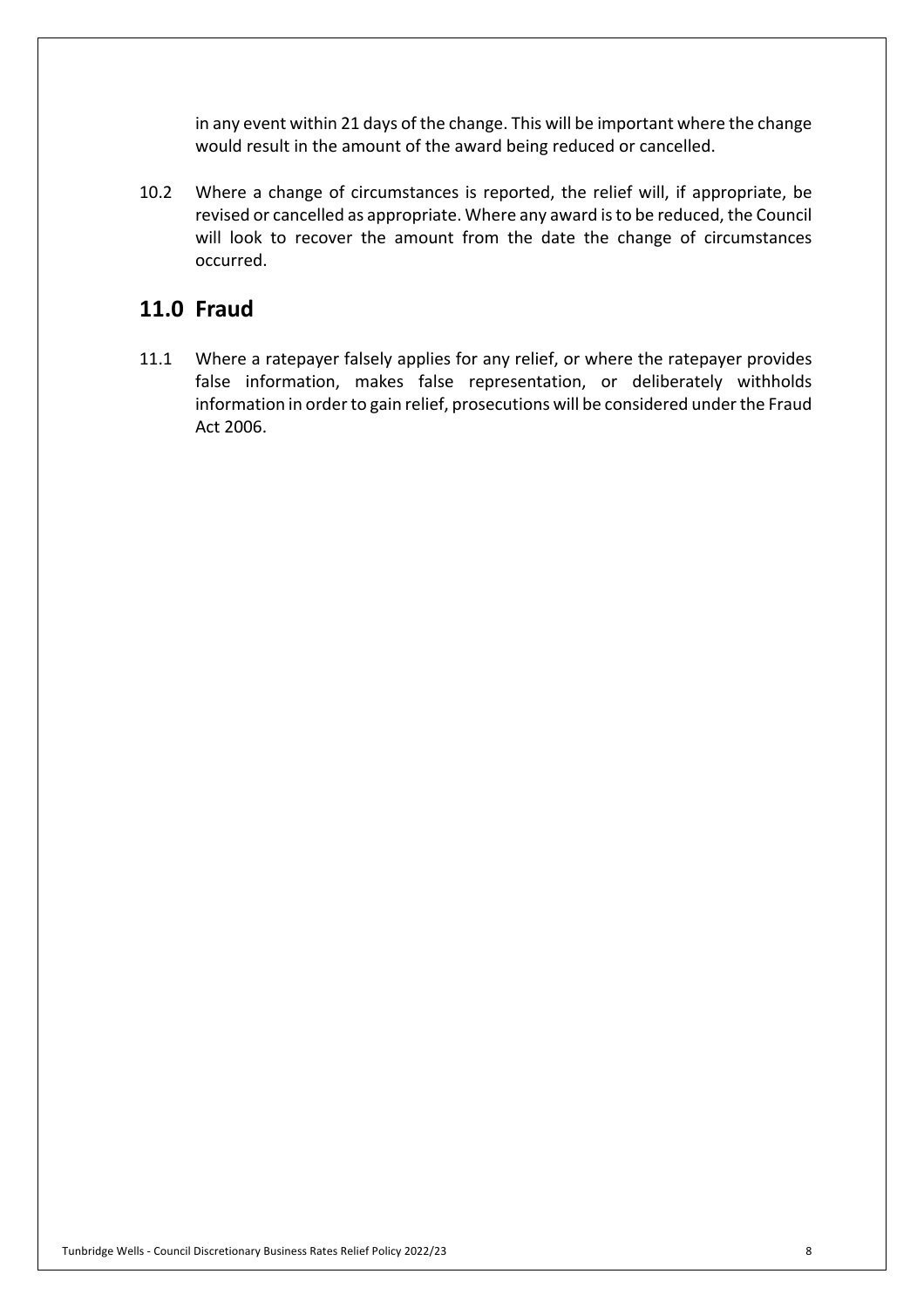in any event within 21 days of the change. This will be important where the change would result in the amount of the award being reduced or cancelled.

10.2 Where a change of circumstances is reported, the relief will, if appropriate, be revised or cancelled as appropriate. Where any award is to be reduced, the Council will look to recover the amount from the date the change of circumstances occurred.

## 11.0 Fraud

11.1 Where a ratepayer falsely applies for any relief, or where the ratepayer provides false information, makes false representation, or deliberately withholds information in order to gain relief, prosecutions will be considered under the Fraud Act 2006.